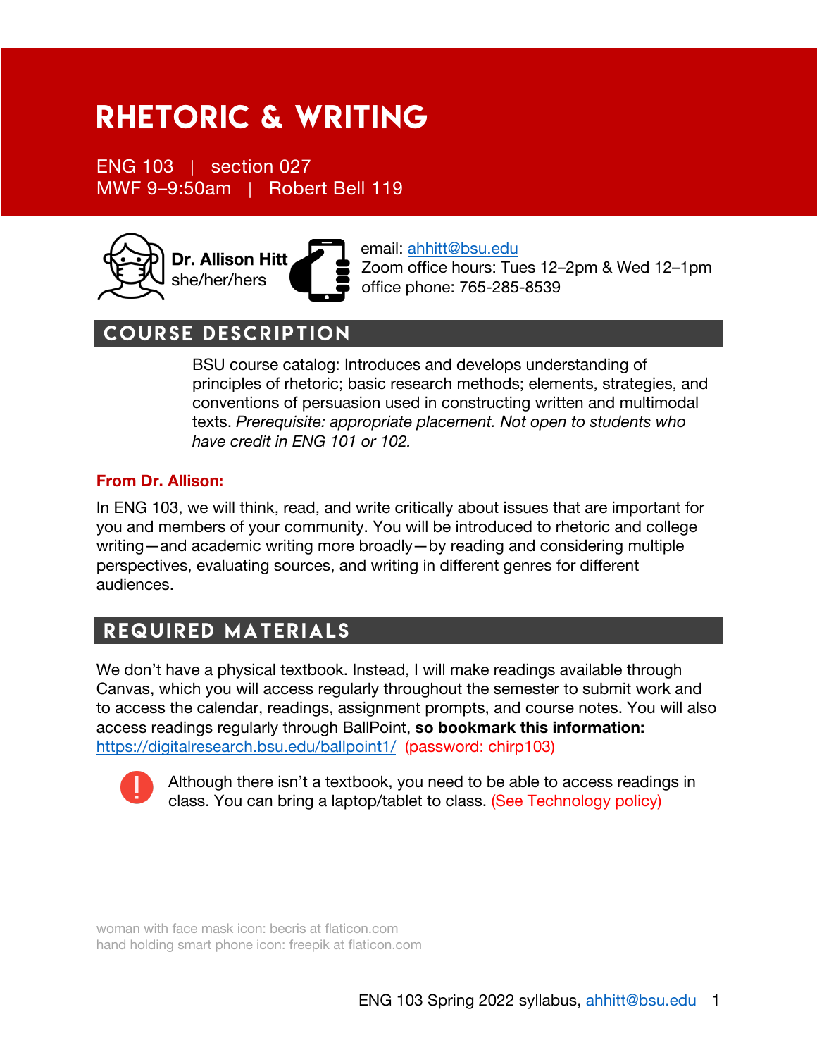# RHETORIC & WRITING

ENG 103 | section 027
MWF 9–9:50am | Robert Bell 119

**Dr. Allison Hitt**
she/her/hers

email: ahhitt@bsu.edu
Zoom office hours: Tues 12–2pm & Wed 12–1pm
office phone: 765-285-8539

## COURSE DESCRIPTION

BSU course catalog: Introduces and develops understanding of principles of rhetoric; basic research methods; elements, strategies, and conventions of persuasion used in constructing written and multimodal texts. *Prerequisite: appropriate placement. Not open to students who have credit in ENG 101 or 102.*

**From Dr. Allison:**

In ENG 103, we will think, read, and write critically about issues that are important for you and members of your community. You will be introduced to rhetoric and college writing—and academic writing more broadly—by reading and considering multiple perspectives, evaluating sources, and writing in different genres for different audiences.

## REQUIRED MATERIALS

We don't have a physical textbook. Instead, I will make readings available through Canvas, which you will access regularly throughout the semester to submit work and to access the calendar, readings, assignment prompts, and course notes. You will also access readings regularly through BallPoint, **so bookmark this information:** https://digitalresearch.bsu.edu/ballpoint1/ (password: chirp103)

Although there isn't a textbook, you need to be able to access readings in class. You can bring a laptop/tablet to class. (See Technology policy)

woman with face mask icon: becris at flaticon.com
hand holding smart phone icon: freepik at flaticon.com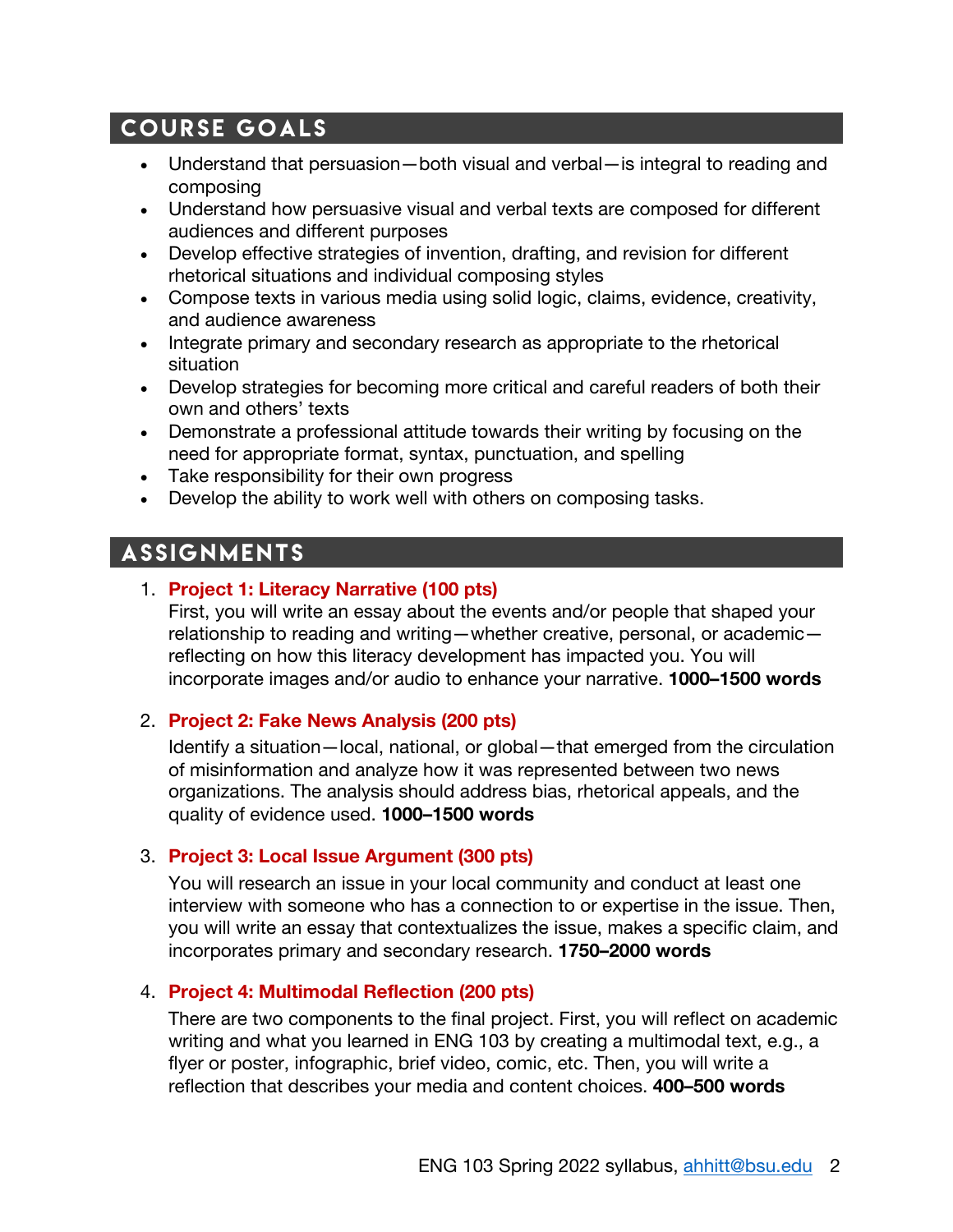## COURSE GOALS

- Understand that persuasion—both visual and verbal—is integral to reading and composing
- Understand how persuasive visual and verbal texts are composed for different audiences and different purposes
- Develop effective strategies of invention, drafting, and revision for different rhetorical situations and individual composing styles
- Compose texts in various media using solid logic, claims, evidence, creativity, and audience awareness
- Integrate primary and secondary research as appropriate to the rhetorical situation
- Develop strategies for becoming more critical and careful readers of both their own and others' texts
- Demonstrate a professional attitude towards their writing by focusing on the need for appropriate format, syntax, punctuation, and spelling
- Take responsibility for their own progress
- Develop the ability to work well with others on composing tasks.

## ASSIGNMENTS

1. **Project 1: Literacy Narrative (100 pts)**
   First, you will write an essay about the events and/or people that shaped your relationship to reading and writing—whether creative, personal, or academic—reflecting on how this literacy development has impacted you. You will incorporate images and/or audio to enhance your narrative. **1000–1500 words**

2. **Project 2: Fake News Analysis (200 pts)**
   Identify a situation—local, national, or global—that emerged from the circulation of misinformation and analyze how it was represented between two news organizations. The analysis should address bias, rhetorical appeals, and the quality of evidence used. **1000–1500 words**

3. **Project 3: Local Issue Argument (300 pts)**
   You will research an issue in your local community and conduct at least one interview with someone who has a connection to or expertise in the issue. Then, you will write an essay that contextualizes the issue, makes a specific claim, and incorporates primary and secondary research. **1750–2000 words**

4. **Project 4: Multimodal Reflection (200 pts)**
   There are two components to the final project. First, you will reflect on academic writing and what you learned in ENG 103 by creating a multimodal text, e.g., a flyer or poster, infographic, brief video, comic, etc. Then, you will write a reflection that describes your media and content choices. **400–500 words**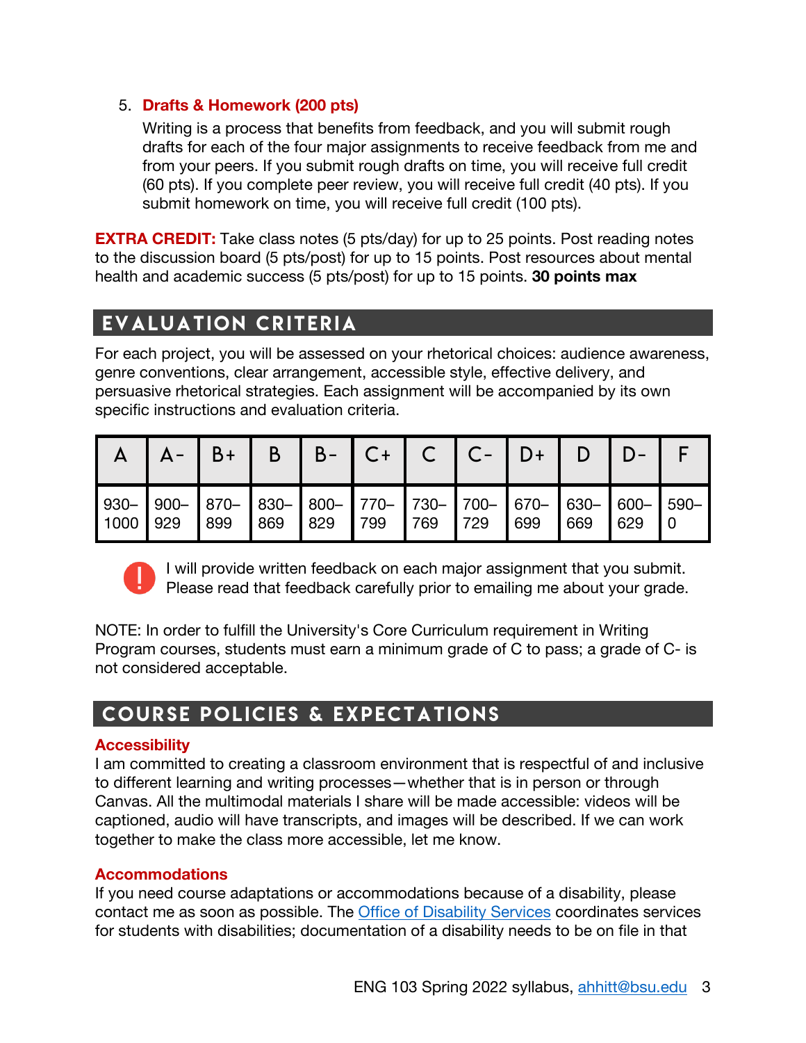5. **Drafts & Homework (200 pts)**

   Writing is a process that benefits from feedback, and you will submit rough drafts for each of the four major assignments to receive feedback from me and from your peers. If you submit rough drafts on time, you will receive full credit (60 pts). If you complete peer review, you will receive full credit (40 pts). If you submit homework on time, you will receive full credit (100 pts).

**EXTRA CREDIT:** Take class notes (5 pts/day) for up to 25 points. Post reading notes to the discussion board (5 pts/post) for up to 15 points. Post resources about mental health and academic success (5 pts/post) for up to 15 points. **30 points max**

## EVALUATION CRITERIA

For each project, you will be assessed on your rhetorical choices: audience awareness, genre conventions, clear arrangement, accessible style, effective delivery, and persuasive rhetorical strategies. Each assignment will be accompanied by its own specific instructions and evaluation criteria.

| A | A- | B+ | B | B- | C+ | C | C- | D+ | D | D- | F |
|---|---|---|---|---|---|---|---|---|---|---|---|
| 930–1000 | 900–929 | 870–899 | 830–869 | 800–829 | 770–799 | 730–769 | 700–729 | 670–699 | 630–669 | 600–629 | 590–0 |

I will provide written feedback on each major assignment that you submit. Please read that feedback carefully prior to emailing me about your grade.

NOTE: In order to fulfill the University's Core Curriculum requirement in Writing Program courses, students must earn a minimum grade of C to pass; a grade of C- is not considered acceptable.

## COURSE POLICIES & EXPECTATIONS

### Accessibility

I am committed to creating a classroom environment that is respectful of and inclusive to different learning and writing processes—whether that is in person or through Canvas. All the multimodal materials I share will be made accessible: videos will be captioned, audio will have transcripts, and images will be described. If we can work together to make the class more accessible, let me know.

### Accommodations

If you need course adaptations or accommodations because of a disability, please contact me as soon as possible. The Office of Disability Services coordinates services for students with disabilities; documentation of a disability needs to be on file in that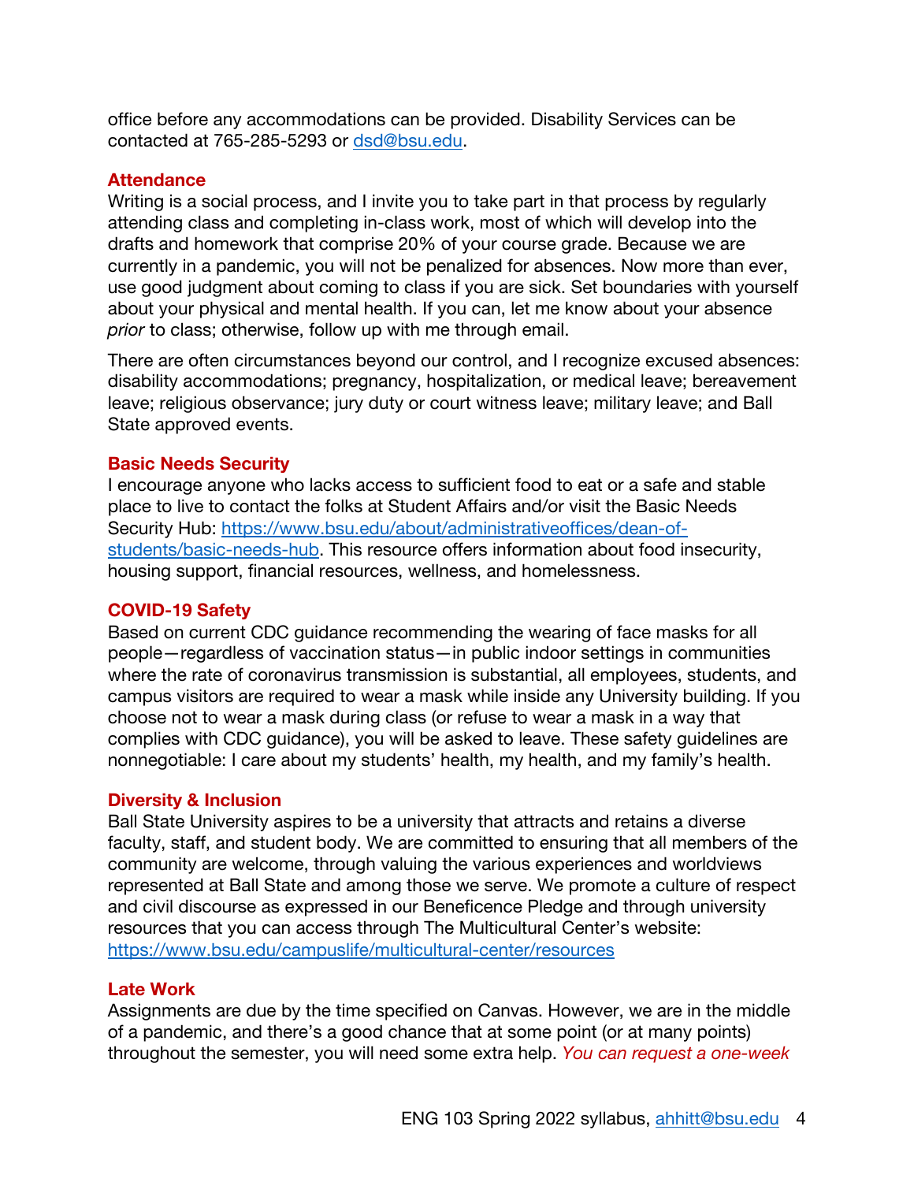office before any accommodations can be provided. Disability Services can be contacted at 765-285-5293 or [dsd@bsu.edu](mailto:dsd@bsu.edu).

## Attendance

Writing is a social process, and I invite you to take part in that process by regularly attending class and completing in-class work, most of which will develop into the drafts and homework that comprise 20% of your course grade. Because we are currently in a pandemic, you will not be penalized for absences. Now more than ever, use good judgment about coming to class if you are sick. Set boundaries with yourself about your physical and mental health. If you can, let me know about your absence *prior* to class; otherwise, follow up with me through email.

There are often circumstances beyond our control, and I recognize excused absences: disability accommodations; pregnancy, hospitalization, or medical leave; bereavement leave; religious observance; jury duty or court witness leave; military leave; and Ball State approved events.

## Basic Needs Security

I encourage anyone who lacks access to sufficient food to eat or a safe and stable place to live to contact the folks at Student Affairs and/or visit the Basic Needs Security Hub: [https://www.bsu.edu/about/administrativeoffices/dean-of-students/basic-needs-hub](https://www.bsu.edu/about/administrativeoffices/dean-of-students/basic-needs-hub). This resource offers information about food insecurity, housing support, financial resources, wellness, and homelessness.

## COVID-19 Safety

Based on current CDC guidance recommending the wearing of face masks for all people—regardless of vaccination status—in public indoor settings in communities where the rate of coronavirus transmission is substantial, all employees, students, and campus visitors are required to wear a mask while inside any University building. If you choose not to wear a mask during class (or refuse to wear a mask in a way that complies with CDC guidance), you will be asked to leave. These safety guidelines are nonnegotiable: I care about my students' health, my health, and my family's health.

## Diversity & Inclusion

Ball State University aspires to be a university that attracts and retains a diverse faculty, staff, and student body. We are committed to ensuring that all members of the community are welcome, through valuing the various experiences and worldviews represented at Ball State and among those we serve. We promote a culture of respect and civil discourse as expressed in our Beneficence Pledge and through university resources that you can access through The Multicultural Center's website: [https://www.bsu.edu/campuslife/multicultural-center/resources](https://www.bsu.edu/campuslife/multicultural-center/resources)

## Late Work

Assignments are due by the time specified on Canvas. However, we are in the middle of a pandemic, and there's a good chance that at some point (or at many points) throughout the semester, you will need some extra help. *You can request a one-week*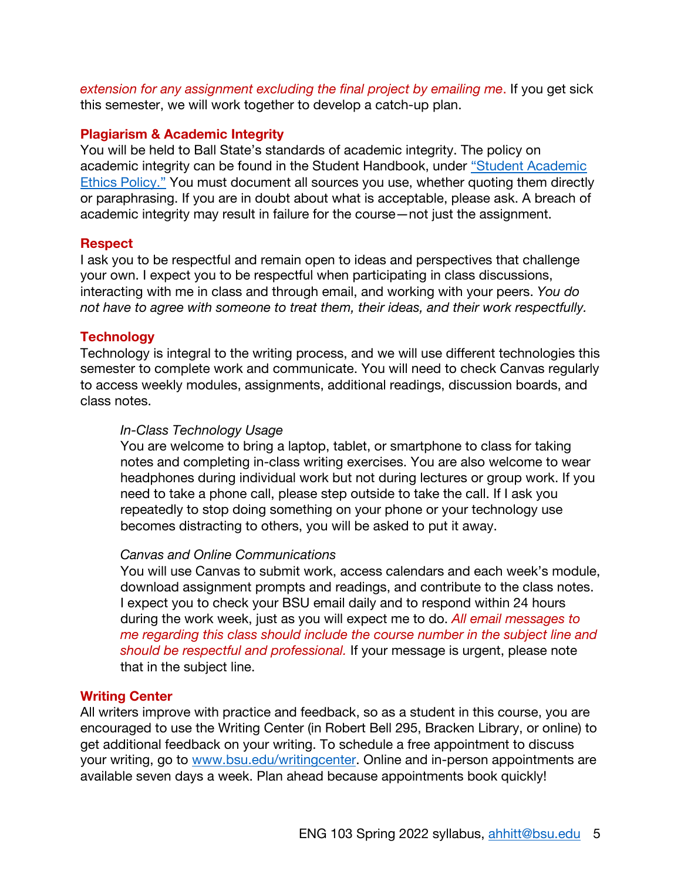*extension for any assignment excluding the final project by emailing me*. If you get sick this semester, we will work together to develop a catch-up plan.

### Plagiarism & Academic Integrity

You will be held to Ball State's standards of academic integrity. The policy on academic integrity can be found in the Student Handbook, under "Student Academic Ethics Policy." You must document all sources you use, whether quoting them directly or paraphrasing. If you are in doubt about what is acceptable, please ask. A breach of academic integrity may result in failure for the course—not just the assignment.

### Respect

I ask you to be respectful and remain open to ideas and perspectives that challenge your own. I expect you to be respectful when participating in class discussions, interacting with me in class and through email, and working with your peers. *You do not have to agree with someone to treat them, their ideas, and their work respectfully.*

### Technology

Technology is integral to the writing process, and we will use different technologies this semester to complete work and communicate. You will need to check Canvas regularly to access weekly modules, assignments, additional readings, discussion boards, and class notes.

*In-Class Technology Usage*

You are welcome to bring a laptop, tablet, or smartphone to class for taking notes and completing in-class writing exercises. You are also welcome to wear headphones during individual work but not during lectures or group work. If you need to take a phone call, please step outside to take the call. If I ask you repeatedly to stop doing something on your phone or your technology use becomes distracting to others, you will be asked to put it away.

*Canvas and Online Communications*

You will use Canvas to submit work, access calendars and each week's module, download assignment prompts and readings, and contribute to the class notes. I expect you to check your BSU email daily and to respond within 24 hours during the work week, just as you will expect me to do. *All email messages to me regarding this class should include the course number in the subject line and should be respectful and professional.* If your message is urgent, please note that in the subject line.

### Writing Center

All writers improve with practice and feedback, so as a student in this course, you are encouraged to use the Writing Center (in Robert Bell 295, Bracken Library, or online) to get additional feedback on your writing. To schedule a free appointment to discuss your writing, go to www.bsu.edu/writingcenter. Online and in-person appointments are available seven days a week. Plan ahead because appointments book quickly!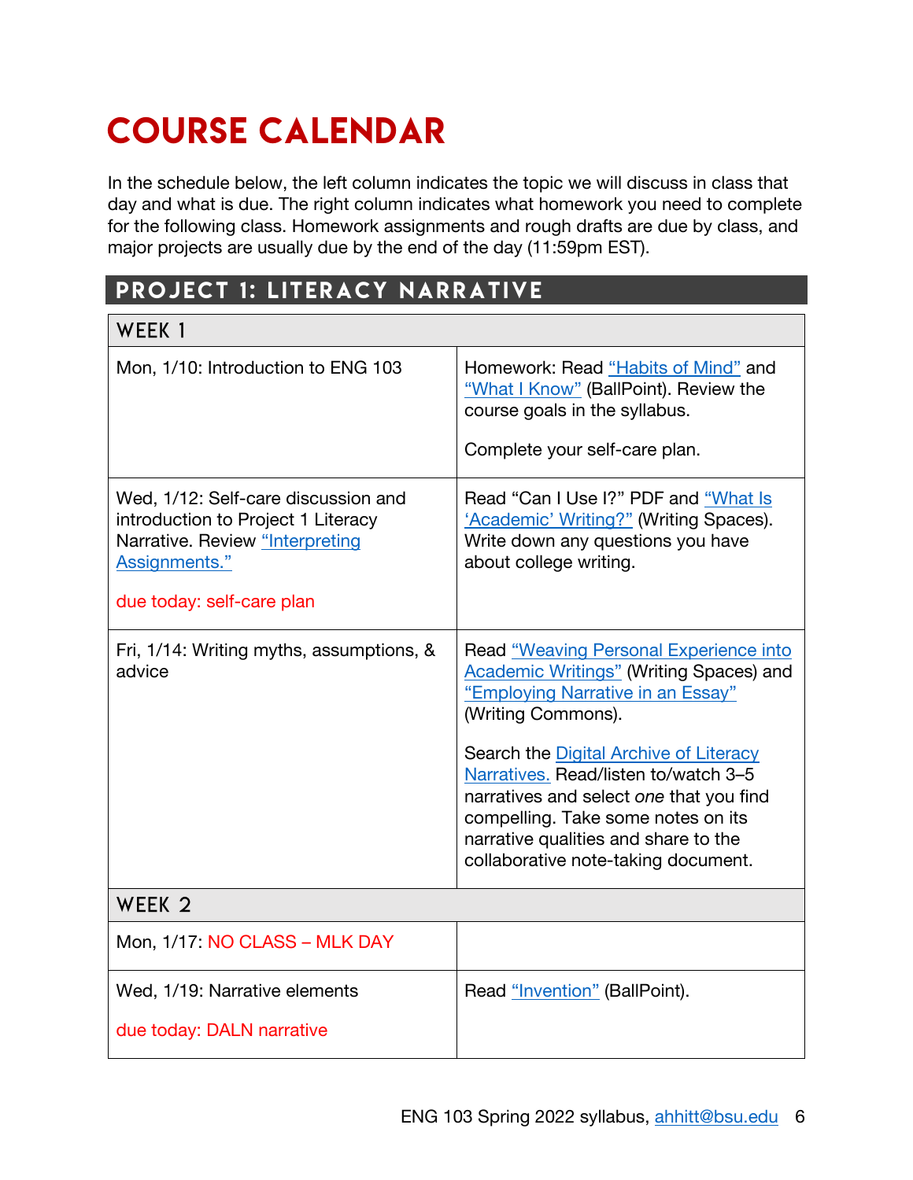# COURSE CALENDAR

In the schedule below, the left column indicates the topic we will discuss in class that day and what is due. The right column indicates what homework you need to complete for the following class. Homework assignments and rough drafts are due by class, and major projects are usually due by the end of the day (11:59pm EST).

## PROJECT 1: LITERACY NARRATIVE

| WEEK 1 | |
|---|---|
| Mon, 1/10: Introduction to ENG 103 | Homework: Read "Habits of Mind" and "What I Know" (BallPoint). Review the course goals in the syllabus.<br><br>Complete your self-care plan. |
| Wed, 1/12: Self-care discussion and introduction to Project 1 Literacy Narrative. Review "Interpreting Assignments."<br><br>due today: self-care plan | Read "Can I Use I?" PDF and "What Is 'Academic' Writing?" (Writing Spaces). Write down any questions you have about college writing. |
| Fri, 1/14: Writing myths, assumptions, & advice | Read "Weaving Personal Experience into Academic Writings" (Writing Spaces) and "Employing Narrative in an Essay" (Writing Commons).<br><br>Search the Digital Archive of Literacy Narratives. Read/listen to/watch 3–5 narratives and select *one* that you find compelling. Take some notes on its narrative qualities and share to the collaborative note-taking document. |
| **WEEK 2** | |
| Mon, 1/17: NO CLASS – MLK DAY | |
| Wed, 1/19: Narrative elements<br><br>due today: DALN narrative | Read "Invention" (BallPoint). |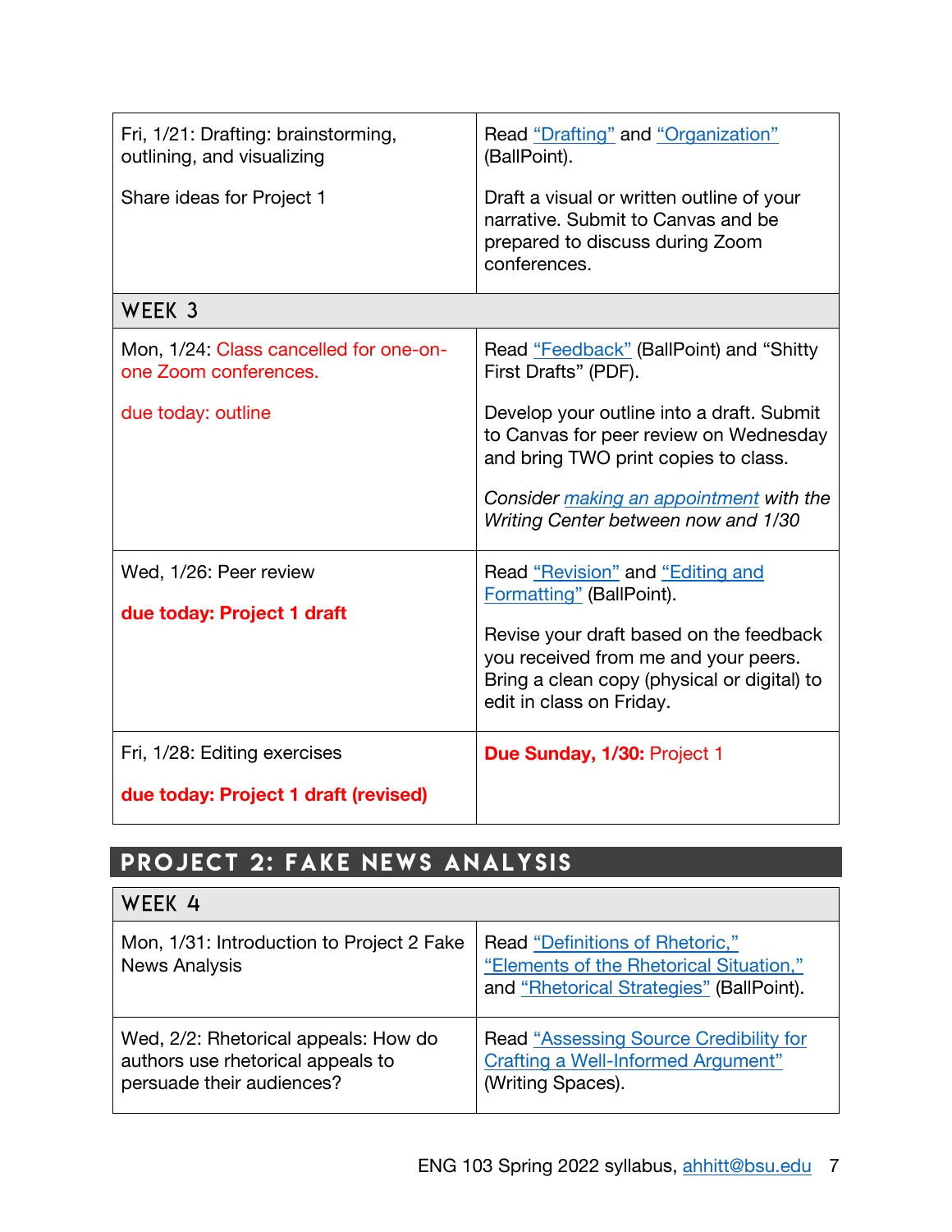| | |
|---|---|
| Fri, 1/21: Drafting: brainstorming, outlining, and visualizing<br><br>Share ideas for Project 1 | Read "Drafting" and "Organization" (BallPoint).<br><br>Draft a visual or written outline of your narrative. Submit to Canvas and be prepared to discuss during Zoom conferences. |
| **WEEK 3** | |
| Mon, 1/24: Class cancelled for one-on-one Zoom conferences.<br><br>due today: outline | Read "Feedback" (BallPoint) and "Shitty First Drafts" (PDF).<br><br>Develop your outline into a draft. Submit to Canvas for peer review on Wednesday and bring TWO print copies to class.<br><br>*Consider making an appointment with the Writing Center between now and 1/30* |
| Wed, 1/26: Peer review<br><br>**due today: Project 1 draft** | Read "Revision" and "Editing and Formatting" (BallPoint).<br><br>Revise your draft based on the feedback you received from me and your peers. Bring a clean copy (physical or digital) to edit in class on Friday. |
| Fri, 1/28: Editing exercises<br><br>**due today: Project 1 draft (revised)** | **Due Sunday, 1/30:** Project 1 |

## PROJECT 2: FAKE NEWS ANALYSIS

| | |
|---|---|
| **WEEK 4** | |
| Mon, 1/31: Introduction to Project 2 Fake News Analysis | Read "Definitions of Rhetoric," "Elements of the Rhetorical Situation," and "Rhetorical Strategies" (BallPoint). |
| Wed, 2/2: Rhetorical appeals: How do authors use rhetorical appeals to persuade their audiences? | Read "Assessing Source Credibility for Crafting a Well-Informed Argument" (Writing Spaces). |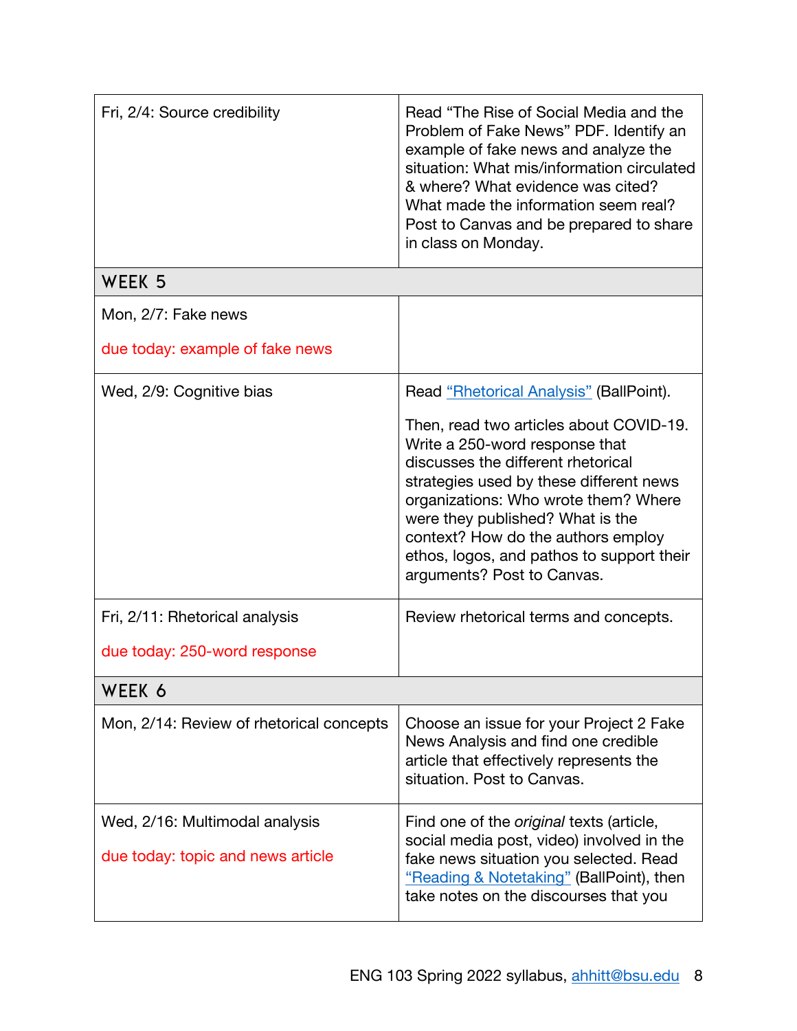| | |
|---|---|
| Fri, 2/4: Source credibility | Read "The Rise of Social Media and the Problem of Fake News" PDF. Identify an example of fake news and analyze the situation: What mis/information circulated & where? What evidence was cited? What made the information seem real? Post to Canvas and be prepared to share in class on Monday. |
| **WEEK 5** | |
| Mon, 2/7: Fake news<br><br>due today: example of fake news | |
| Wed, 2/9: Cognitive bias | Read "Rhetorical Analysis" (BallPoint).<br><br>Then, read two articles about COVID-19. Write a 250-word response that discusses the different rhetorical strategies used by these different news organizations: Who wrote them? Where were they published? What is the context? How do the authors employ ethos, logos, and pathos to support their arguments? Post to Canvas. |
| Fri, 2/11: Rhetorical analysis<br><br>due today: 250-word response | Review rhetorical terms and concepts. |
| **WEEK 6** | |
| Mon, 2/14: Review of rhetorical concepts | Choose an issue for your Project 2 Fake News Analysis and find one credible article that effectively represents the situation. Post to Canvas. |
| Wed, 2/16: Multimodal analysis<br><br>due today: topic and news article | Find one of the *original* texts (article, social media post, video) involved in the fake news situation you selected. Read "Reading & Notetaking" (BallPoint), then take notes on the discourses that you |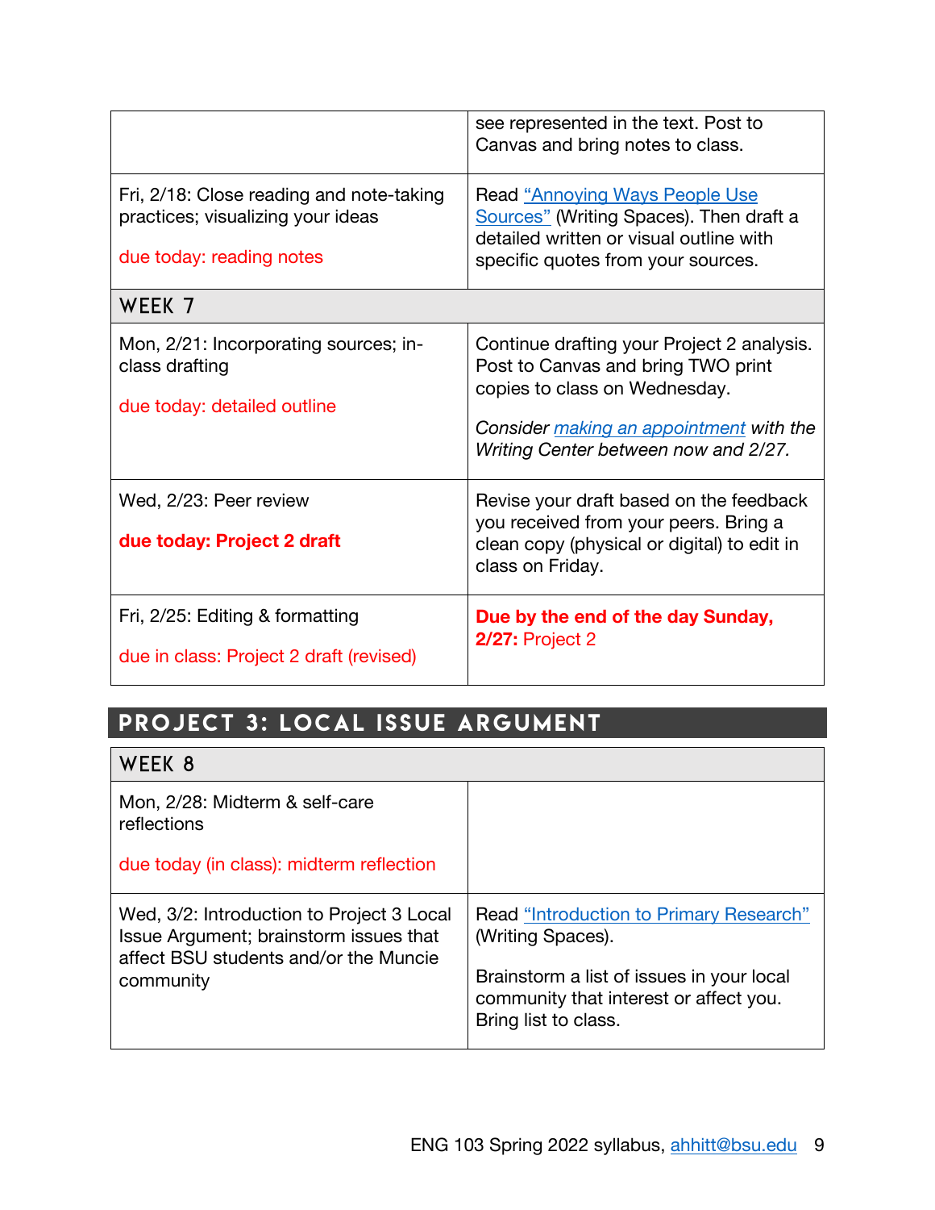| | |
|---|---|
| | see represented in the text. Post to Canvas and bring notes to class. |
| Fri, 2/18: Close reading and note-taking practices; visualizing your ideas<br><br>due today: reading notes | Read [“Annoying Ways People Use Sources”]() (Writing Spaces). Then draft a detailed written or visual outline with specific quotes from your sources. |
| **WEEK 7** | |
| Mon, 2/21: Incorporating sources; in-class drafting<br><br>due today: detailed outline | Continue drafting your Project 2 analysis. Post to Canvas and bring TWO print copies to class on Wednesday.<br><br>*Consider [making an appointment]() with the Writing Center between now and 2/27.* |
| Wed, 2/23: Peer review<br><br>**due today: Project 2 draft** | Revise your draft based on the feedback you received from your peers. Bring a clean copy (physical or digital) to edit in class on Friday. |
| Fri, 2/25: Editing & formatting<br><br>due in class: Project 2 draft (revised) | **Due by the end of the day Sunday, 2/27:** Project 2 |

## PROJECT 3: LOCAL ISSUE ARGUMENT

| | |
|---|---|
| **WEEK 8** | |
| Mon, 2/28: Midterm & self-care reflections<br><br>due today (in class): midterm reflection | |
| Wed, 3/2: Introduction to Project 3 Local Issue Argument; brainstorm issues that affect BSU students and/or the Muncie community | Read [“Introduction to Primary Research”]() (Writing Spaces).<br><br>Brainstorm a list of issues in your local community that interest or affect you. Bring list to class. |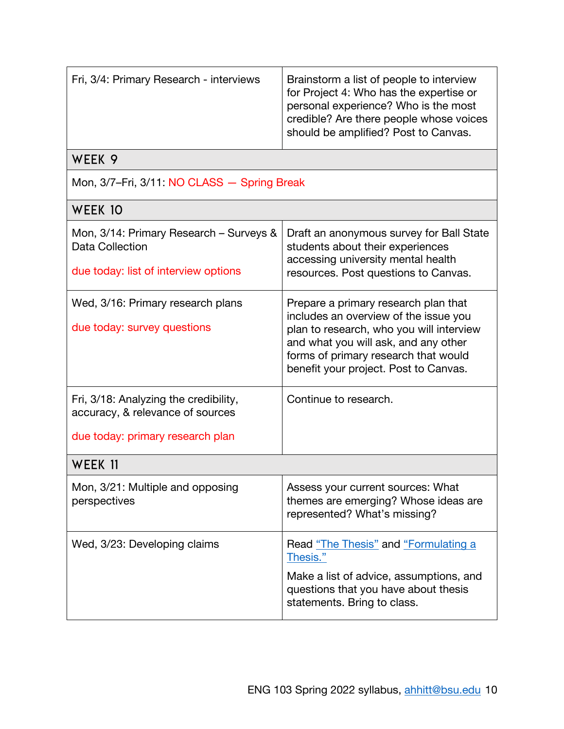| | |
|---|---|
| Fri, 3/4: Primary Research - interviews | Brainstorm a list of people to interview for Project 4: Who has the expertise or personal experience? Who is the most credible? Are there people whose voices should be amplified? Post to Canvas. |
| **WEEK 9** | |
| Mon, 3/7–Fri, 3/11: NO CLASS — Spring Break | |
| **WEEK 10** | |
| Mon, 3/14: Primary Research – Surveys & Data Collection<br><br>due today: list of interview options | Draft an anonymous survey for Ball State students about their experiences accessing university mental health resources. Post questions to Canvas. |
| Wed, 3/16: Primary research plans<br><br>due today: survey questions | Prepare a primary research plan that includes an overview of the issue you plan to research, who you will interview and what you will ask, and any other forms of primary research that would benefit your project. Post to Canvas. |
| Fri, 3/18: Analyzing the credibility, accuracy, & relevance of sources<br><br>due today: primary research plan | Continue to research. |
| **WEEK 11** | |
| Mon, 3/21: Multiple and opposing perspectives | Assess your current sources: What themes are emerging? Whose ideas are represented? What's missing? |
| Wed, 3/23: Developing claims | Read "The Thesis" and "Formulating a Thesis."<br><br>Make a list of advice, assumptions, and questions that you have about thesis statements. Bring to class. |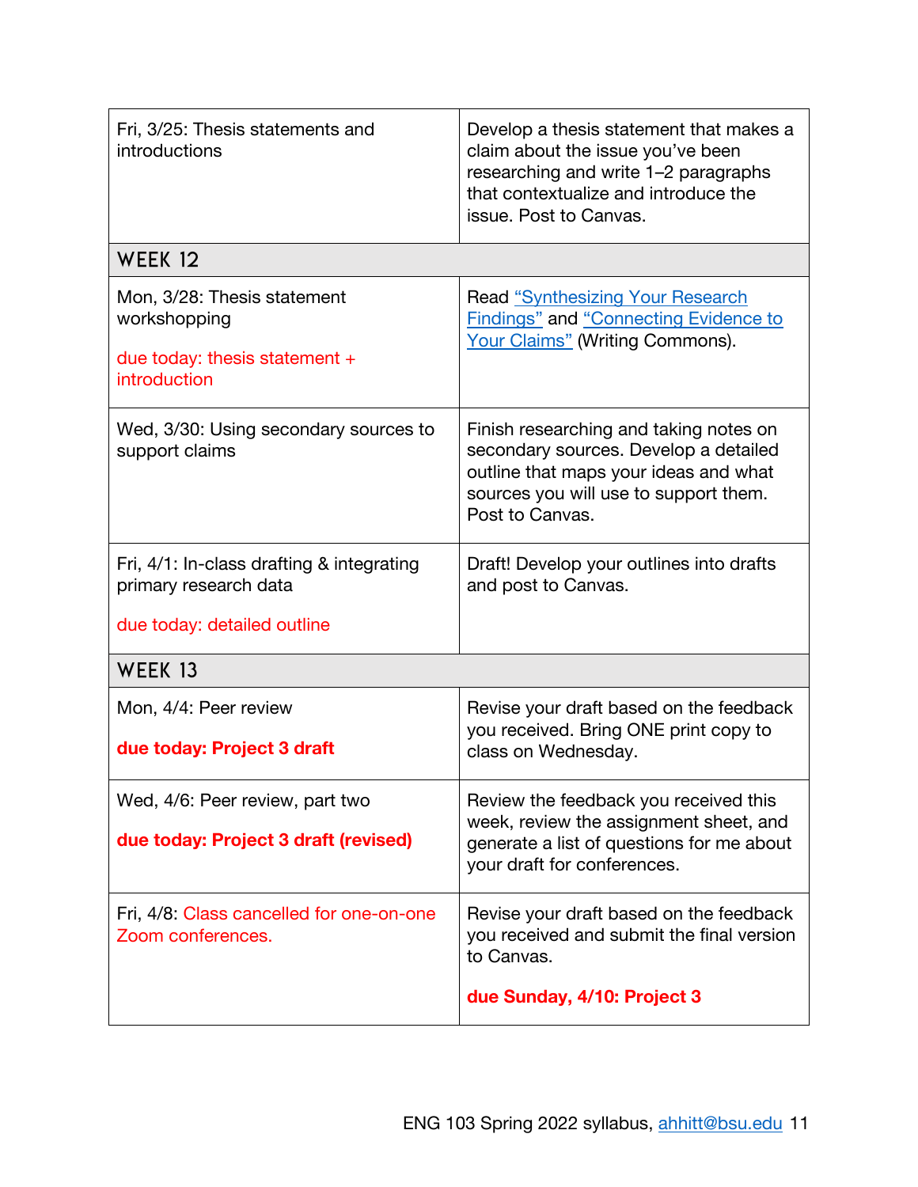| | |
|---|---|
| Fri, 3/25: Thesis statements and introductions | Develop a thesis statement that makes a claim about the issue you've been researching and write 1–2 paragraphs that contextualize and introduce the issue. Post to Canvas. |
| **WEEK 12** | |
| Mon, 3/28: Thesis statement workshopping<br><br>due today: thesis statement + introduction | Read "Synthesizing Your Research Findings" and "Connecting Evidence to Your Claims" (Writing Commons). |
| Wed, 3/30: Using secondary sources to support claims | Finish researching and taking notes on secondary sources. Develop a detailed outline that maps your ideas and what sources you will use to support them. Post to Canvas. |
| Fri, 4/1: In-class drafting & integrating primary research data<br><br>due today: detailed outline | Draft! Develop your outlines into drafts and post to Canvas. |
| **WEEK 13** | |
| Mon, 4/4: Peer review<br><br>**due today: Project 3 draft** | Revise your draft based on the feedback you received. Bring ONE print copy to class on Wednesday. |
| Wed, 4/6: Peer review, part two<br><br>**due today: Project 3 draft (revised)** | Review the feedback you received this week, review the assignment sheet, and generate a list of questions for me about your draft for conferences. |
| Fri, 4/8: Class cancelled for one-on-one Zoom conferences. | Revise your draft based on the feedback you received and submit the final version to Canvas.<br><br>**due Sunday, 4/10: Project 3** |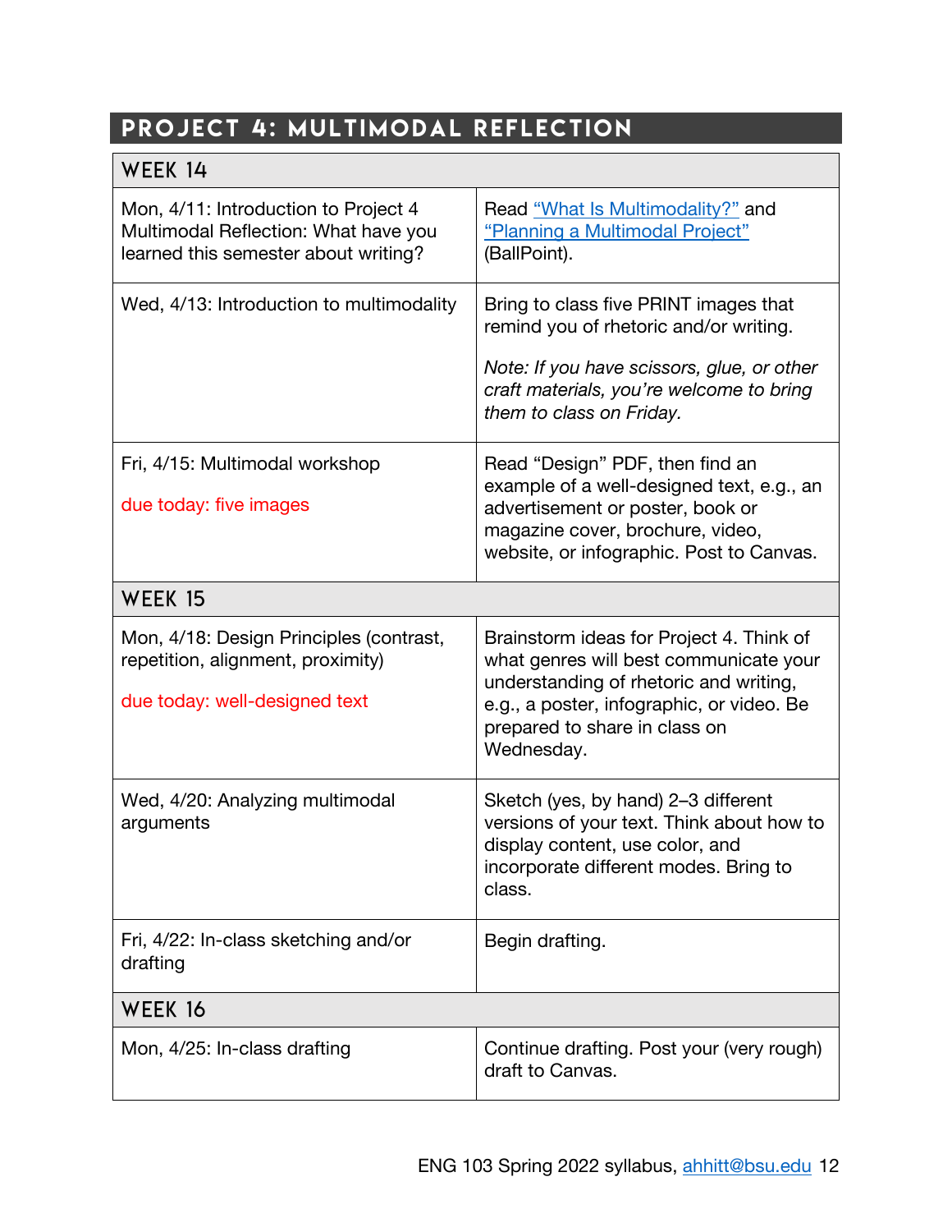## PROJECT 4: MULTIMODAL REFLECTION

| WEEK 14 | |
|---|---|
| Mon, 4/11: Introduction to Project 4 Multimodal Reflection: What have you learned this semester about writing? | Read [“What Is Multimodality?”]() and [“Planning a Multimodal Project”]() (BallPoint). |
| Wed, 4/13: Introduction to multimodality | Bring to class five PRINT images that remind you of rhetoric and/or writing.<br><br>*Note: If you have scissors, glue, or other craft materials, you’re welcome to bring them to class on Friday.* |
| Fri, 4/15: Multimodal workshop<br><br>due today: five images | Read “Design” PDF, then find an example of a well-designed text, e.g., an advertisement or poster, book or magazine cover, brochure, video, website, or infographic. Post to Canvas. |
| **WEEK 15** | |
| Mon, 4/18: Design Principles (contrast, repetition, alignment, proximity)<br><br>due today: well-designed text | Brainstorm ideas for Project 4. Think of what genres will best communicate your understanding of rhetoric and writing, e.g., a poster, infographic, or video. Be prepared to share in class on Wednesday. |
| Wed, 4/20: Analyzing multimodal arguments | Sketch (yes, by hand) 2–3 different versions of your text. Think about how to display content, use color, and incorporate different modes. Bring to class. |
| Fri, 4/22: In-class sketching and/or drafting | Begin drafting. |
| **WEEK 16** | |
| Mon, 4/25: In-class drafting | Continue drafting. Post your (very rough) draft to Canvas. |

ENG 103 Spring 2022 syllabus, ahhitt@bsu.edu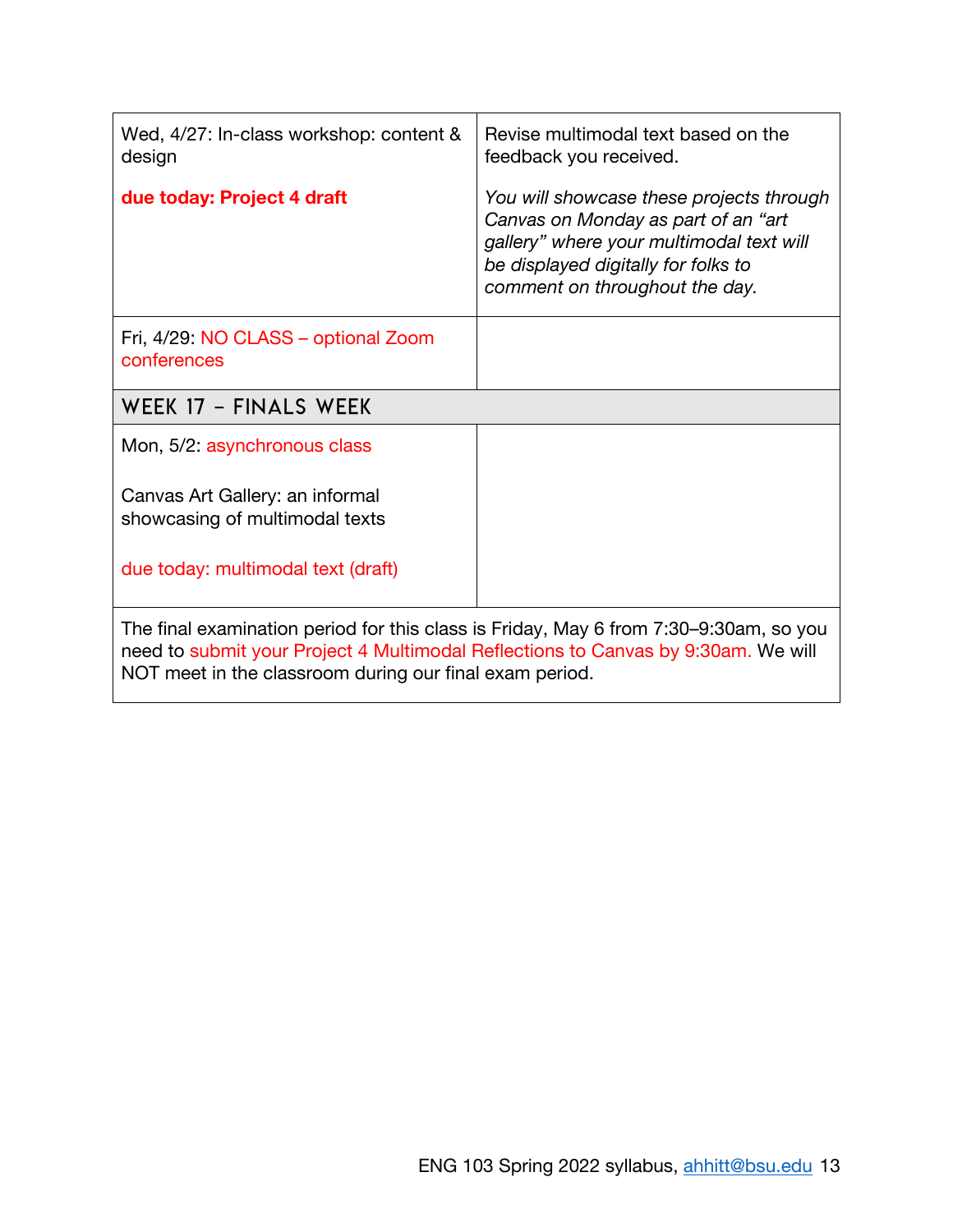| | |
|---|---|
| Wed, 4/27: In-class workshop: content & design<br><br>**due today: Project 4 draft** | Revise multimodal text based on the feedback you received.<br><br>*You will showcase these projects through Canvas on Monday as part of an "art gallery" where your multimodal text will be displayed digitally for folks to comment on throughout the day.* |
| Fri, 4/29: NO CLASS – optional Zoom conferences | |
| **WEEK 17 – FINALS WEEK** | |
| Mon, 5/2: asynchronous class<br><br>Canvas Art Gallery: an informal showcasing of multimodal texts<br><br>due today: multimodal text (draft) | |
| The final examination period for this class is Friday, May 6 from 7:30–9:30am, so you need to submit your Project 4 Multimodal Reflections to Canvas by 9:30am. We will NOT meet in the classroom during our final exam period. | |